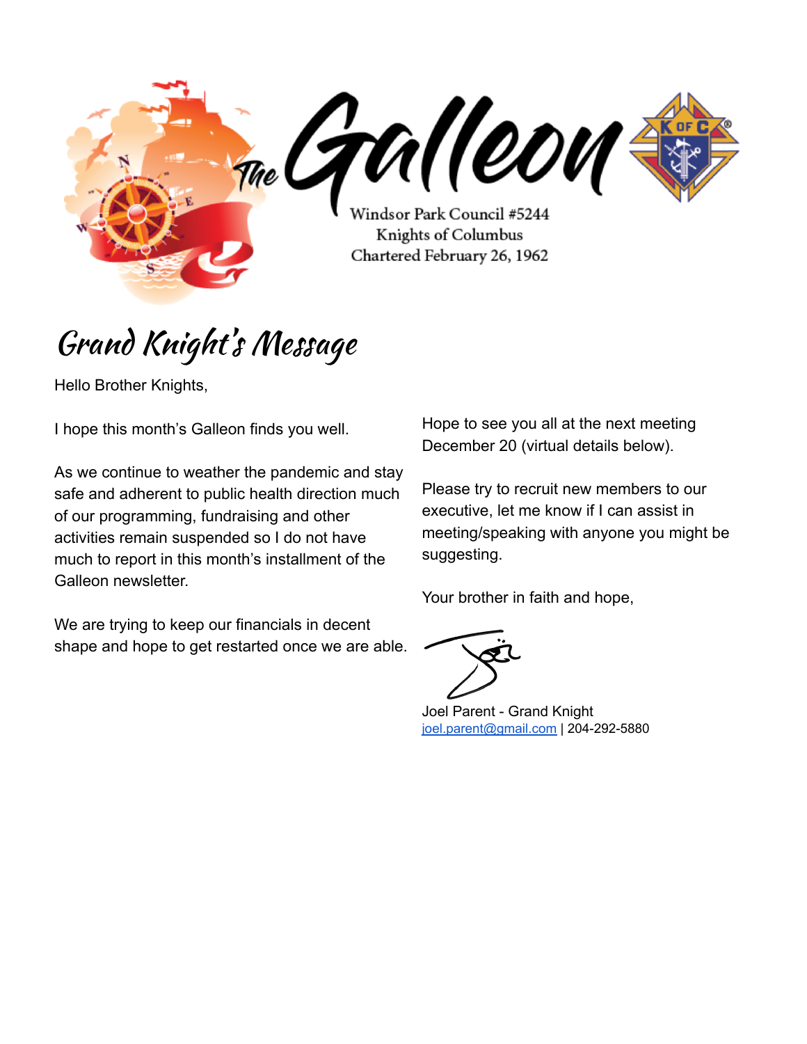# The Galleon

Windsor Park Council #5244
Knights of Columbus
Chartered February 26, 1962

## Grand Knight's Message

Hello Brother Knights,

I hope this month's Galleon finds you well.

As we continue to weather the pandemic and stay safe and adherent to public health direction much of our programming, fundraising and other activities remain suspended so I do not have much to report in this month's installment of the Galleon newsletter.

We are trying to keep our financials in decent shape and hope to get restarted once we are able.

Hope to see you all at the next meeting December 20 (virtual details below).

Please try to recruit new members to our executive, let me know if I can assist in meeting/speaking with anyone you might be suggesting.

Your brother in faith and hope,

Joel Parent - Grand Knight
joel.parent@gmail.com | 204-292-5880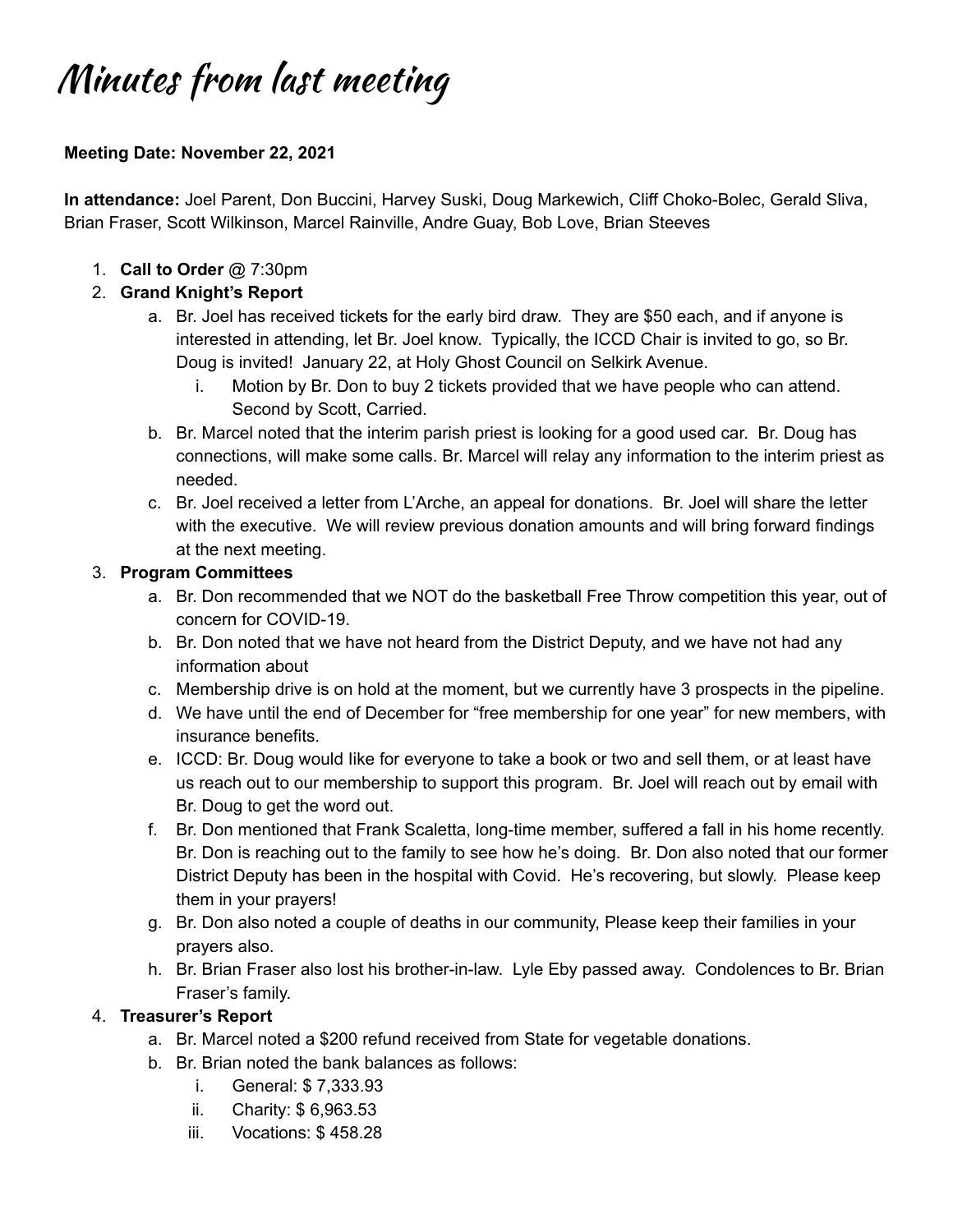# Minutes from last meeting

**Meeting Date: November 22, 2021**

**In attendance:** Joel Parent, Don Buccini, Harvey Suski, Doug Markewich, Cliff Choko-Bolec, Gerald Sliva, Brian Fraser, Scott Wilkinson, Marcel Rainville, Andre Guay, Bob Love, Brian Steeves

1. **Call to Order** @ 7:30pm
2. **Grand Knight's Report**
   a. Br. Joel has received tickets for the early bird draw. They are $50 each, and if anyone is interested in attending, let Br. Joel know. Typically, the ICCD Chair is invited to go, so Br. Doug is invited! January 22, at Holy Ghost Council on Selkirk Avenue.
      i. Motion by Br. Don to buy 2 tickets provided that we have people who can attend. Second by Scott, Carried.
   b. Br. Marcel noted that the interim parish priest is looking for a good used car. Br. Doug has connections, will make some calls. Br. Marcel will relay any information to the interim priest as needed.
   c. Br. Joel received a letter from L'Arche, an appeal for donations. Br. Joel will share the letter with the executive. We will review previous donation amounts and will bring forward findings at the next meeting.
3. **Program Committees**
   a. Br. Don recommended that we NOT do the basketball Free Throw competition this year, out of concern for COVID-19.
   b. Br. Don noted that we have not heard from the District Deputy, and we have not had any information about
   c. Membership drive is on hold at the moment, but we currently have 3 prospects in the pipeline.
   d. We have until the end of December for "free membership for one year" for new members, with insurance benefits.
   e. ICCD: Br. Doug would like for everyone to take a book or two and sell them, or at least have us reach out to our membership to support this program. Br. Joel will reach out by email with Br. Doug to get the word out.
   f. Br. Don mentioned that Frank Scaletta, long-time member, suffered a fall in his home recently. Br. Don is reaching out to the family to see how he's doing. Br. Don also noted that our former District Deputy has been in the hospital with Covid. He's recovering, but slowly. Please keep them in your prayers!
   g. Br. Don also noted a couple of deaths in our community, Please keep their families in your prayers also.
   h. Br. Brian Fraser also lost his brother-in-law. Lyle Eby passed away. Condolences to Br. Brian Fraser's family.
4. **Treasurer's Report**
   a. Br. Marcel noted a $200 refund received from State for vegetable donations.
   b. Br. Brian noted the bank balances as follows:
      i. General: $ 7,333.93
      ii. Charity: $ 6,963.53
      iii. Vocations: $ 458.28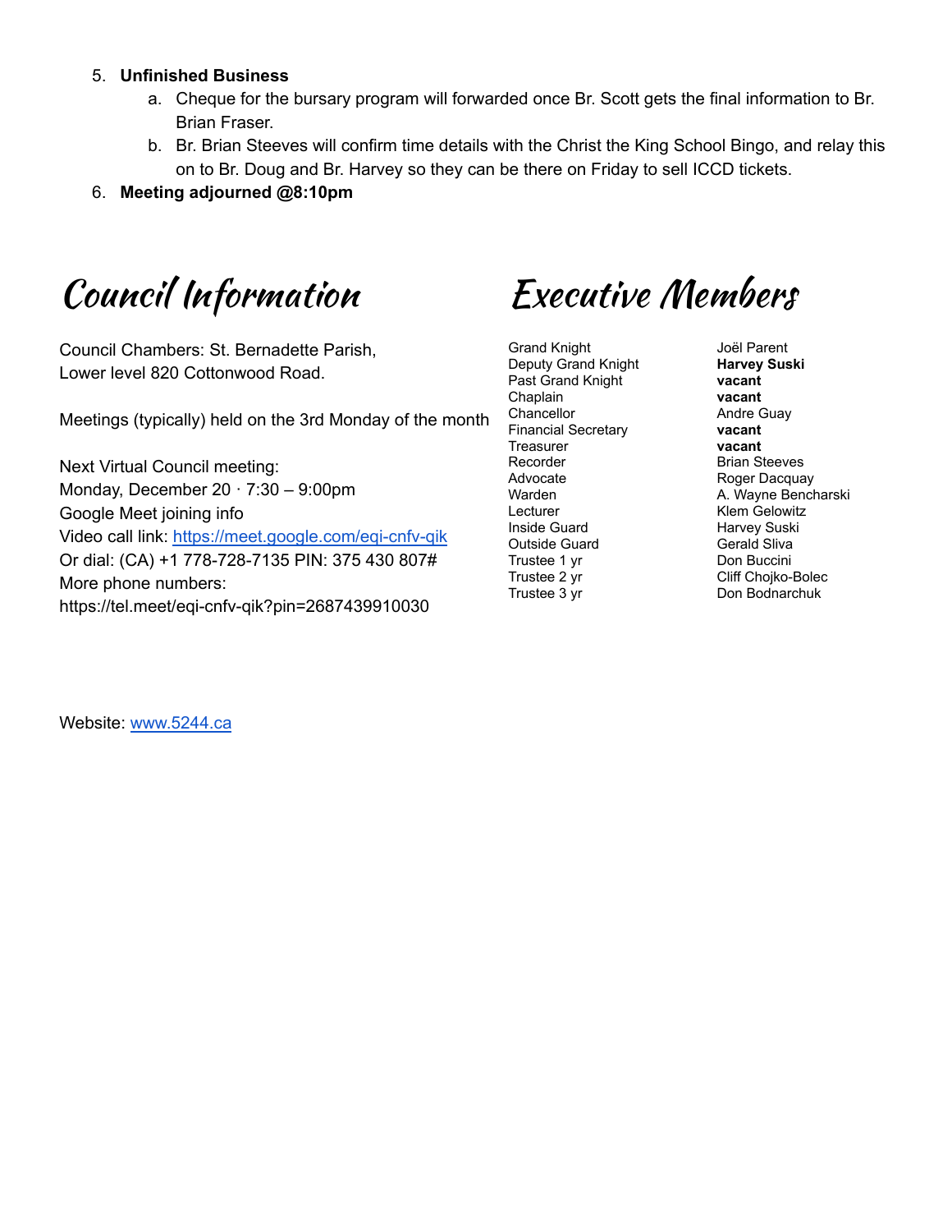5. **Unfinished Business**
    a. Cheque for the bursary program will forwarded once Br. Scott gets the final information to Br. Brian Fraser.
    b. Br. Brian Steeves will confirm time details with the Christ the King School Bingo, and relay this on to Br. Doug and Br. Harvey so they can be there on Friday to sell ICCD tickets.
6. **Meeting adjourned @8:10pm**

## Council Information

Council Chambers: St. Bernadette Parish,
Lower level 820 Cottonwood Road.

Meetings (typically) held on the 3rd Monday of the month

Next Virtual Council meeting:
Monday, December 20 · 7:30 – 9:00pm
Google Meet joining info
Video call link: https://meet.google.com/eqi-cnfv-qik
Or dial: (CA) +1 778-728-7135 PIN: 375 430 807#
More phone numbers:
https://tel.meet/eqi-cnfv-qik?pin=2687439910030

Website: www.5244.ca

## Executive Members

| | |
|---|---|
| Grand Knight | Joël Parent |
| Deputy Grand Knight | **Harvey Suski** |
| Past Grand Knight | **vacant** |
| Chaplain | **vacant** |
| Chancellor | Andre Guay |
| Financial Secretary | **vacant** |
| Treasurer | **vacant** |
| Recorder | Brian Steeves |
| Advocate | Roger Dacquay |
| Warden | A. Wayne Bencharski |
| Lecturer | Klem Gelowitz |
| Inside Guard | Harvey Suski |
| Outside Guard | Gerald Sliva |
| Trustee 1 yr | Don Buccini |
| Trustee 2 yr | Cliff Chojko-Bolec |
| Trustee 3 yr | Don Bodnarchuk |